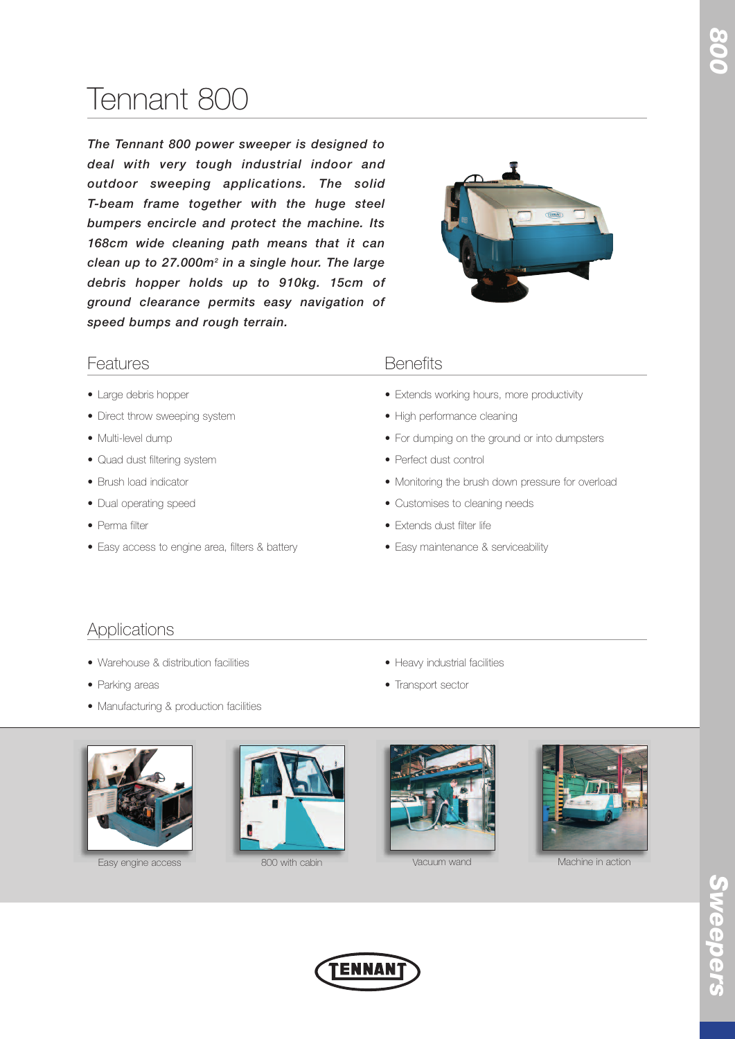# Tennant 800

***The Tennant 800 power sweeper is designed to deal with very tough industrial indoor and outdoor sweeping applications. The solid T-beam frame together with the huge steel bumpers encircle and protect the machine. Its 168cm wide cleaning path means that it can clean up to 27.000m² in a single hour. The large debris hopper holds up to 910kg. 15cm of ground clearance permits easy navigation of speed bumps and rough terrain.***

## Features

- Large debris hopper
- Direct throw sweeping system
- Multi-level dump
- Quad dust filtering system
- Brush load indicator
- Dual operating speed
- Perma filter
- Easy access to engine area, filters & battery

## Benefits

- Extends working hours, more productivity
- High performance cleaning
- For dumping on the ground or into dumpsters
- Perfect dust control
- Monitoring the brush down pressure for overload
- Customises to cleaning needs
- Extends dust filter life
- Easy maintenance & serviceability

## Applications

- Warehouse & distribution facilities
- Parking areas
- Manufacturing & production facilities
- Heavy industrial facilities
- Transport sector

Easy engine access

800 with cabin

Vacuum wand

Machine in action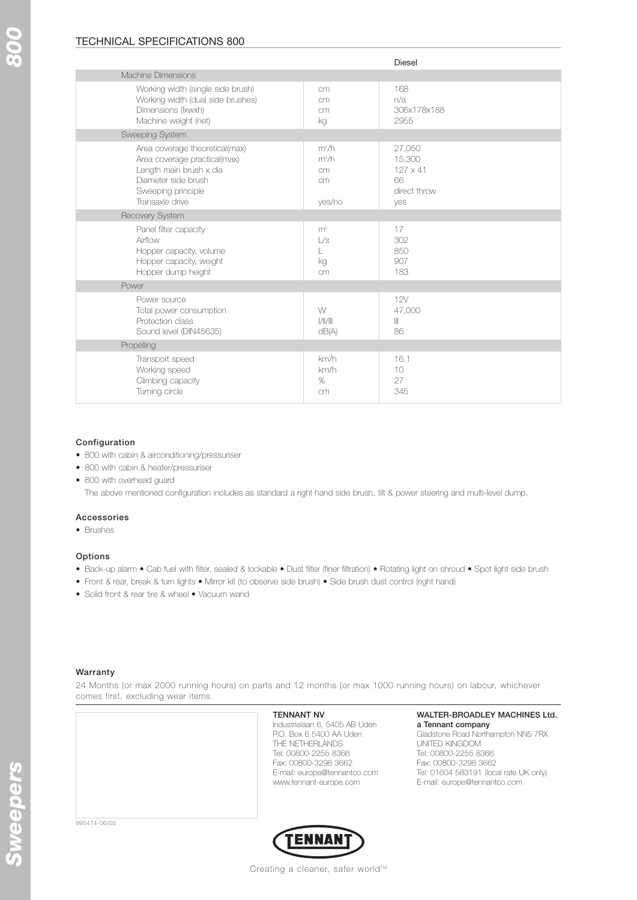## TECHNICAL SPECIFICATIONS 800

| | | Diesel |
|---|---|---|
| **Machine Dimensions** | | |
| Working width (single side brush) | cm | 168 |
| Working width (dual side brushes) | cm | n/a |
| Dimensions (lxwxh) | cm | 306x178x188 |
| Machine weight (net) | kg | 2955 |
| **Sweeping System** | | |
| Area coverage theoretical(max) | m²/h | 27,050 |
| Area coverage practical(max) | m²/h | 15,300 |
| Length main brush x dia | cm | 127 x 41 |
| Diameter side brush | cm | 66 |
| Sweeping principle | | direct throw |
| Transaxle drive | yes/no | yes |
| **Recovery System** | | |
| Panel filter capacity | m² | 17 |
| Airflow | L/s | 302 |
| Hopper capacity, volume | L | 850 |
| Hopper capacity, weight | kg | 907 |
| Hopper dump height | cm | 183 |
| **Power** | | |
| Power source | | 12V |
| Total power consumption | W | 47,000 |
| Protection class | I/II/III | III |
| Sound level (DIN45635) | dB(A) | 86 |
| **Propelling** | | |
| Transport speed | km/h | 16.1 |
| Working speed | km/h | 10 |
| Climbing capacity | % | 27 |
| Turning circle | cm | 345 |

### Configuration

- 800 with cabin & airconditioning/pressuriser
- 800 with cabin & heater/pressuriser
- 800 with overhead guard

The above mentioned configuration includes as standard a right hand side brush, tilt & power steering and multi-level dump.

### Accessories

- Brushes

### Options

- Back-up alarm • Cab fuel with filter, sealed & lockable • Dust filter (finer filtration) • Rotating light on shroud • Spot light side brush
- Front & rear, break & turn lights • Mirror kit (to observe side brush) • Side brush dust control (right hand)
- Solid front & rear tire & wheel • Vacuum wand

### Warranty

24 Months (or max 2000 running hours) on parts and 12 months (or max 1000 running hours) on labour, whichever comes first, excluding wear items.

**TENNANT NV**
Industrielaan 6, 5405 AB Uden
P.O. Box 6 5400 AA Uden
THE NETHERLANDS
Tel: 00800-2255 8366
Fax: 00800-3298 3662
E-mail: europe@tennantco.com
www.tennant-europe.com

**WALTER-BROADLEY MACHINES Ltd., a Tennant company**
Gladstone Road Northampton NN5 7RX
UNITED KINGDOM
Tel: 00800-2255 8366
Fax: 00800-3298 3662
Tel: 01604 583191 (local rate UK only)
E-mail: europe@tennantco.com

995474-06/05

TENNANT

Creating a cleaner, safer world™